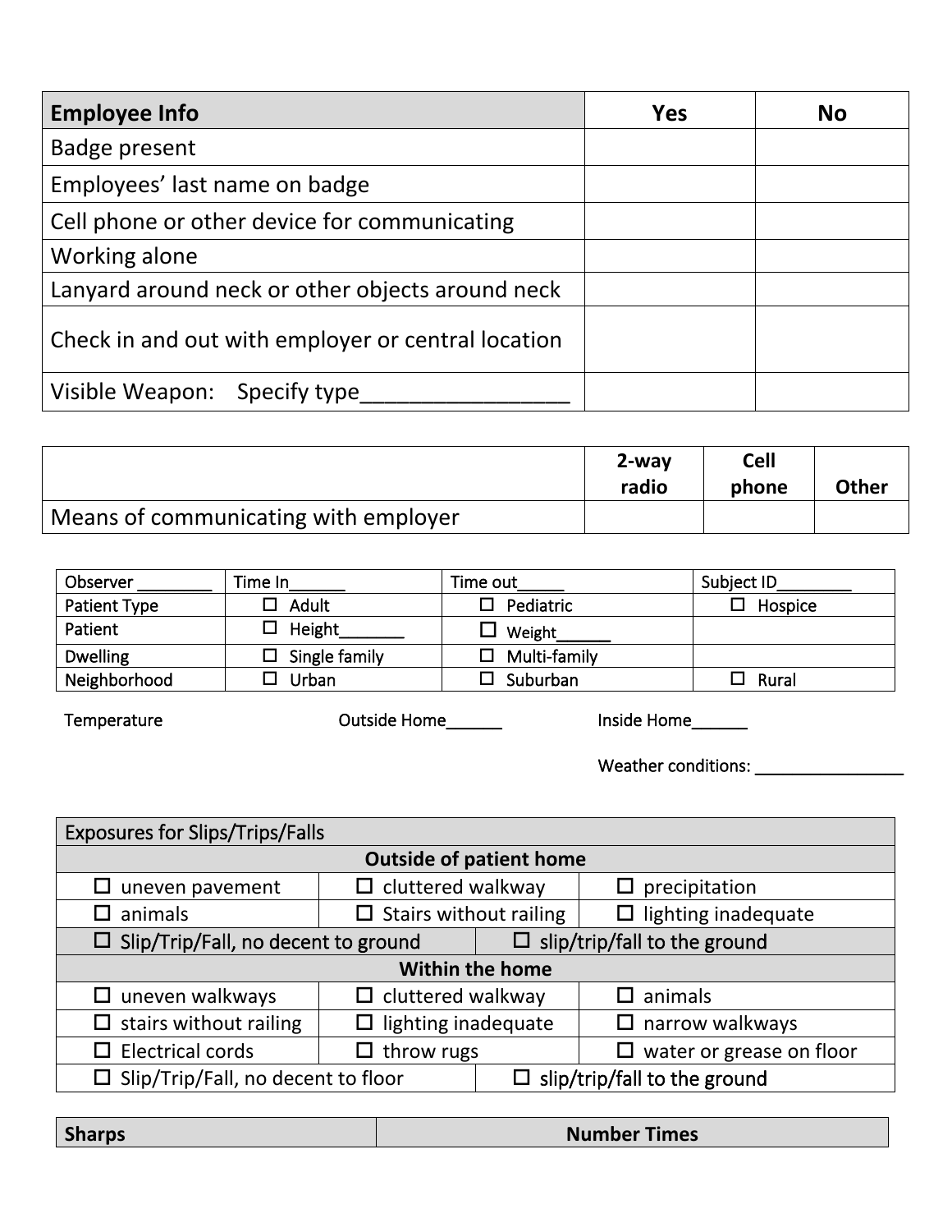| Employee Info | Yes | No |
|---|---|---|
| Badge present | | |
| Employees' last name on badge | | |
| Cell phone or other device for communicating | | |
| Working alone | | |
| Lanyard around neck or other objects around neck | | |
| Check in and out with employer or central location | | |
| Visible Weapon: Specify type_________________ | | |

| | 2-way radio | Cell phone | Other |
|---|---|---|---|
| Means of communicating with employer | | | |

| Observer ________ | Time In______ | Time out_____ | Subject ID________ |
|---|---|---|---|
| Patient Type | ☐ Adult | ☐ Pediatric | ☐ Hospice |
| Patient | ☐ Height_______ | ☐ Weight______ | |
| Dwelling | ☐ Single family | ☐ Multi-family | |
| Neighborhood | ☐ Urban | ☐ Suburban | ☐ Rural |

Temperature Outside Home______ Inside Home______

Weather conditions: ________________

| Exposures for Slips/Trips/Falls | | |
|---|---|---|
| **Outside of patient home** | | |
| ☐ uneven pavement | ☐ cluttered walkway | ☐ precipitation |
| ☐ animals | ☐ Stairs without railing | ☐ lighting inadequate |
| ☐ Slip/Trip/Fall, no decent to ground | ☐ slip/trip/fall to the ground | |
| **Within the home** | | |
| ☐ uneven walkways | ☐ cluttered walkway | ☐ animals |
| ☐ stairs without railing | ☐ lighting inadequate | ☐ narrow walkways |
| ☐ Electrical cords | ☐ throw rugs | ☐ water or grease on floor |
| ☐ Slip/Trip/Fall, no decent to floor | ☐ slip/trip/fall to the ground | |

| Sharps | Number Times |
|---|---|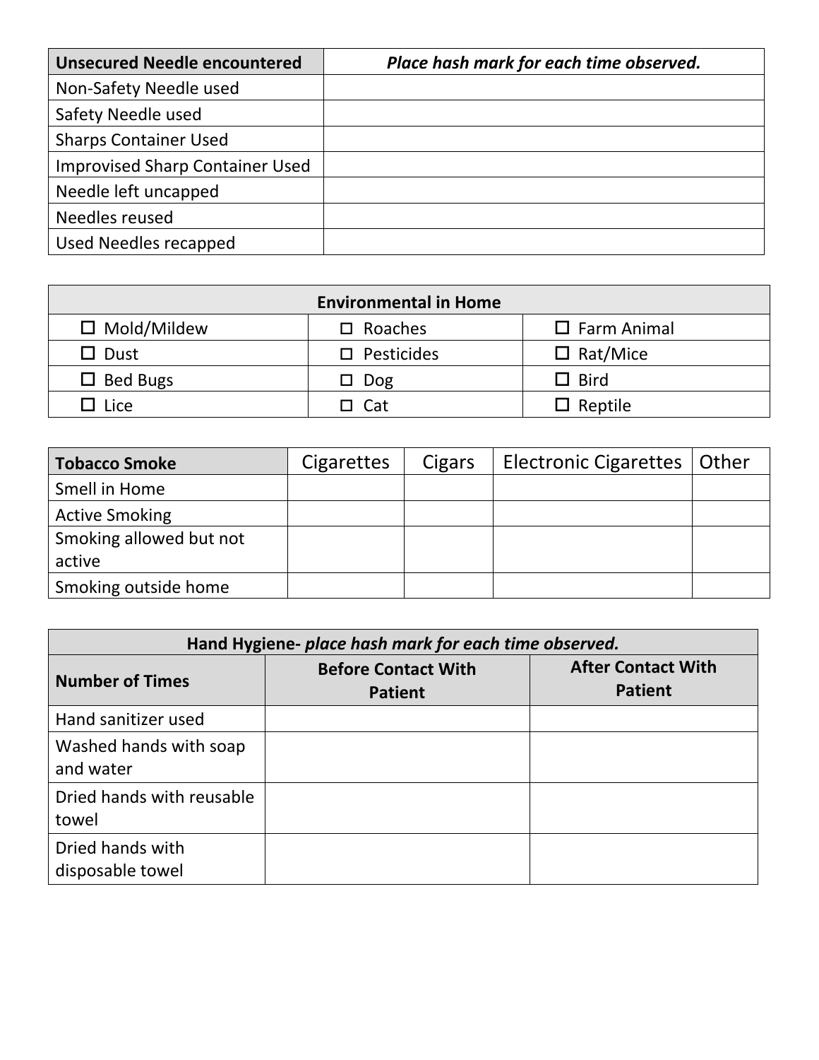| **Unsecured Needle encountered** | ***Place hash mark for each time observed.*** |
|---|---|
| Non-Safety Needle used | |
| Safety Needle used | |
| Sharps Container Used | |
| Improvised Sharp Container Used | |
| Needle left uncapped | |
| Needles reused | |
| Used Needles recapped | |

| **Environmental in Home** | | |
|---|---|---|
| ☐ Mold/Mildew | ☐ Roaches | ☐ Farm Animal |
| ☐ Dust | ☐ Pesticides | ☐ Rat/Mice |
| ☐ Bed Bugs | ☐ Dog | ☐ Bird |
| ☐ Lice | ☐ Cat | ☐ Reptile |

| **Tobacco Smoke** | Cigarettes | Cigars | Electronic Cigarettes | Other |
|---|---|---|---|---|
| Smell in Home | | | | |
| Active Smoking | | | | |
| Smoking allowed but not active | | | | |
| Smoking outside home | | | | |

| **Hand Hygiene-** ***place hash mark for each time observed.*** | | |
|---|---|---|
| **Number of Times** | **Before Contact With Patient** | **After Contact With Patient** |
| Hand sanitizer used | | |
| Washed hands with soap and water | | |
| Dried hands with reusable towel | | |
| Dried hands with disposable towel | | |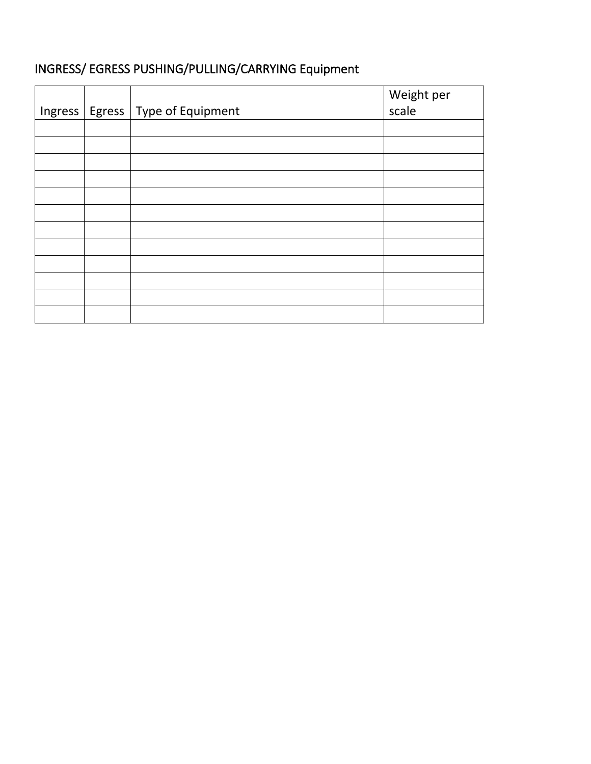## INGRESS/ EGRESS PUSHING/PULLING/CARRYING Equipment

| Ingress | Egress | Type of Equipment | Weight per scale |
| --- | --- | --- | --- |
| | | | |
| | | | |
| | | | |
| | | | |
| | | | |
| | | | |
| | | | |
| | | | |
| | | | |
| | | | |
| | | | |
| | | | |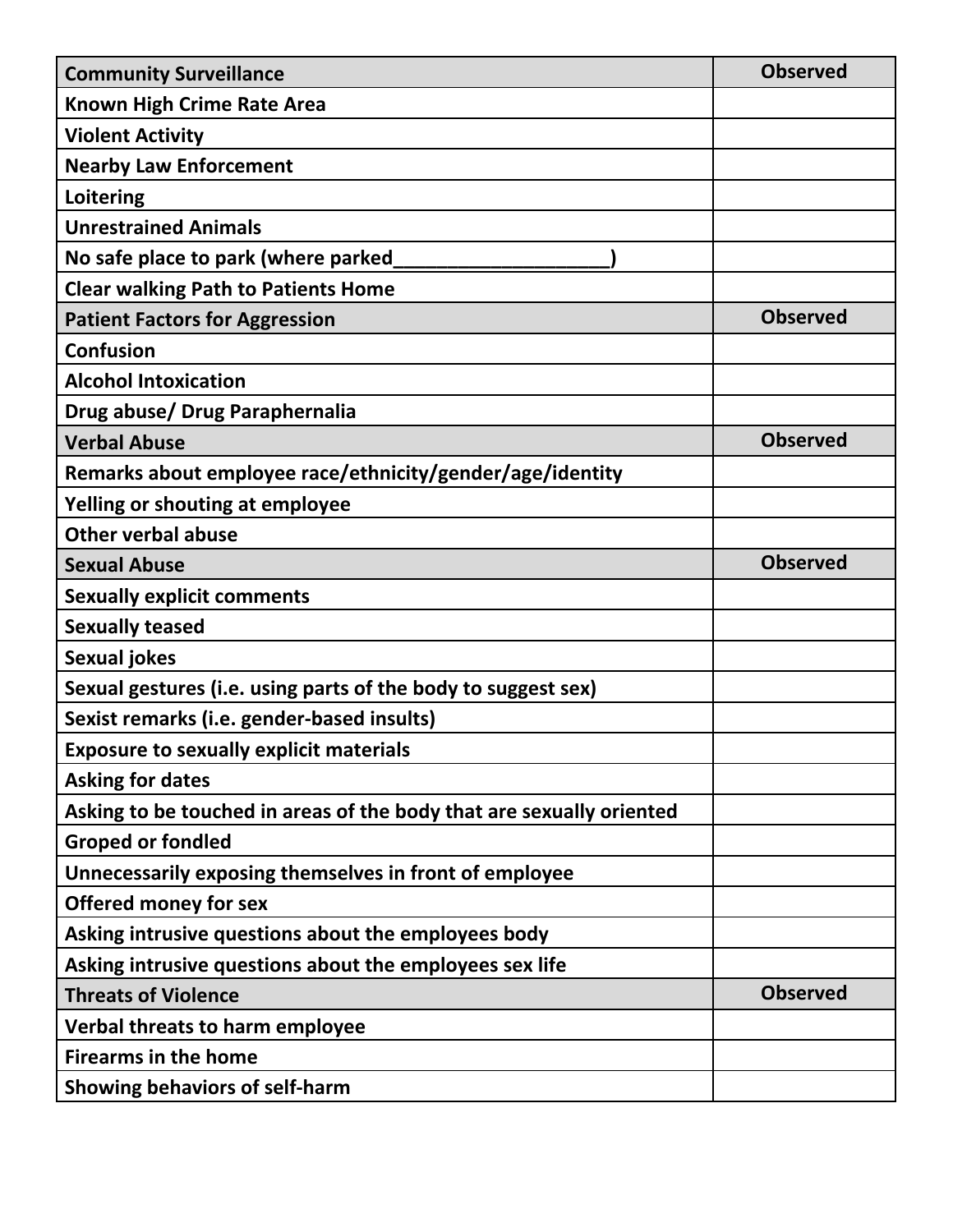| Community Surveillance | Observed |
|---|---|
| Known High Crime Rate Area | |
| Violent Activity | |
| Nearby Law Enforcement | |
| Loitering | |
| Unrestrained Animals | |
| No safe place to park (where parked____________________) | |
| Clear walking Path to Patients Home | |
| **Patient Factors for Aggression** | **Observed** |
| Confusion | |
| Alcohol Intoxication | |
| Drug abuse/ Drug Paraphernalia | |
| **Verbal Abuse** | **Observed** |
| Remarks about employee race/ethnicity/gender/age/identity | |
| Yelling or shouting at employee | |
| Other verbal abuse | |
| **Sexual Abuse** | **Observed** |
| Sexually explicit comments | |
| Sexually teased | |
| Sexual jokes | |
| Sexual gestures (i.e. using parts of the body to suggest sex) | |
| Sexist remarks (i.e. gender-based insults) | |
| Exposure to sexually explicit materials | |
| Asking for dates | |
| Asking to be touched in areas of the body that are sexually oriented | |
| Groped or fondled | |
| Unnecessarily exposing themselves in front of employee | |
| Offered money for sex | |
| Asking intrusive questions about the employees body | |
| Asking intrusive questions about the employees sex life | |
| **Threats of Violence** | **Observed** |
| Verbal threats to harm employee | |
| Firearms in the home | |
| Showing behaviors of self-harm | |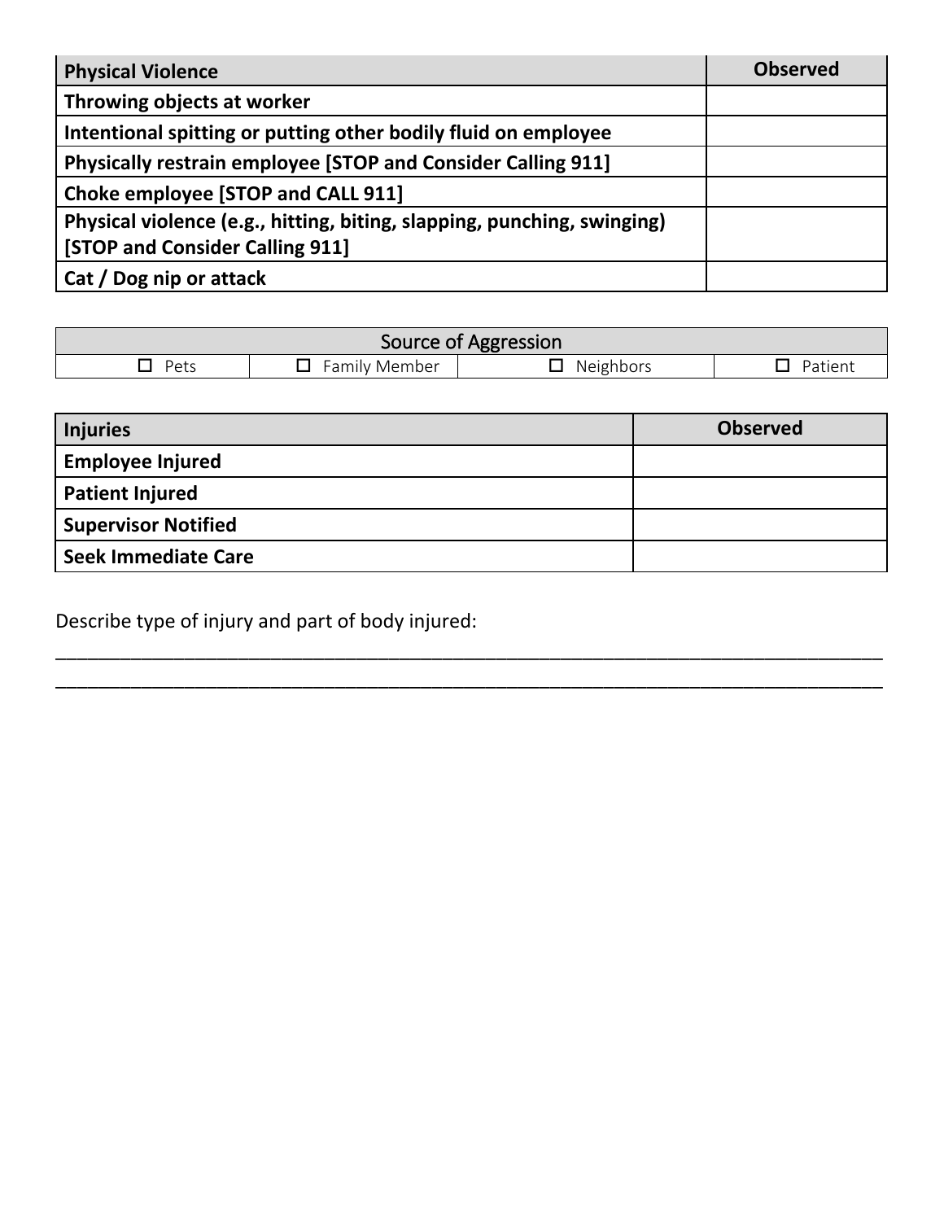| **Physical Violence** | **Observed** |
|---|---|
| **Throwing objects at worker** | |
| **Intentional spitting or putting other bodily fluid on employee** | |
| **Physically restrain employee [STOP and Consider Calling 911]** | |
| **Choke employee [STOP and CALL 911]** | |
| **Physical violence (e.g., hitting, biting, slapping, punching, swinging) [STOP and Consider Calling 911]** | |
| **Cat / Dog nip or attack** | |

| Source of Aggression | | | |
|---|---|---|---|
| ☐ Pets | ☐ Family Member | ☐ Neighbors | ☐ Patient |

| **Injuries** | **Observed** |
|---|---|
| **Employee Injured** | |
| **Patient Injured** | |
| **Supervisor Notified** | |
| **Seek Immediate Care** | |

Describe type of injury and part of body injured:

\_\_\_\_\_\_\_\_\_\_\_\_\_\_\_\_\_\_\_\_\_\_\_\_\_\_\_\_\_\_\_\_\_\_\_\_\_\_\_\_\_\_\_\_\_\_\_\_\_\_\_\_\_\_\_\_\_\_\_\_\_\_\_\_\_\_\_\_\_\_\_\_\_\_\_\_\_\_

\_\_\_\_\_\_\_\_\_\_\_\_\_\_\_\_\_\_\_\_\_\_\_\_\_\_\_\_\_\_\_\_\_\_\_\_\_\_\_\_\_\_\_\_\_\_\_\_\_\_\_\_\_\_\_\_\_\_\_\_\_\_\_\_\_\_\_\_\_\_\_\_\_\_\_\_\_\_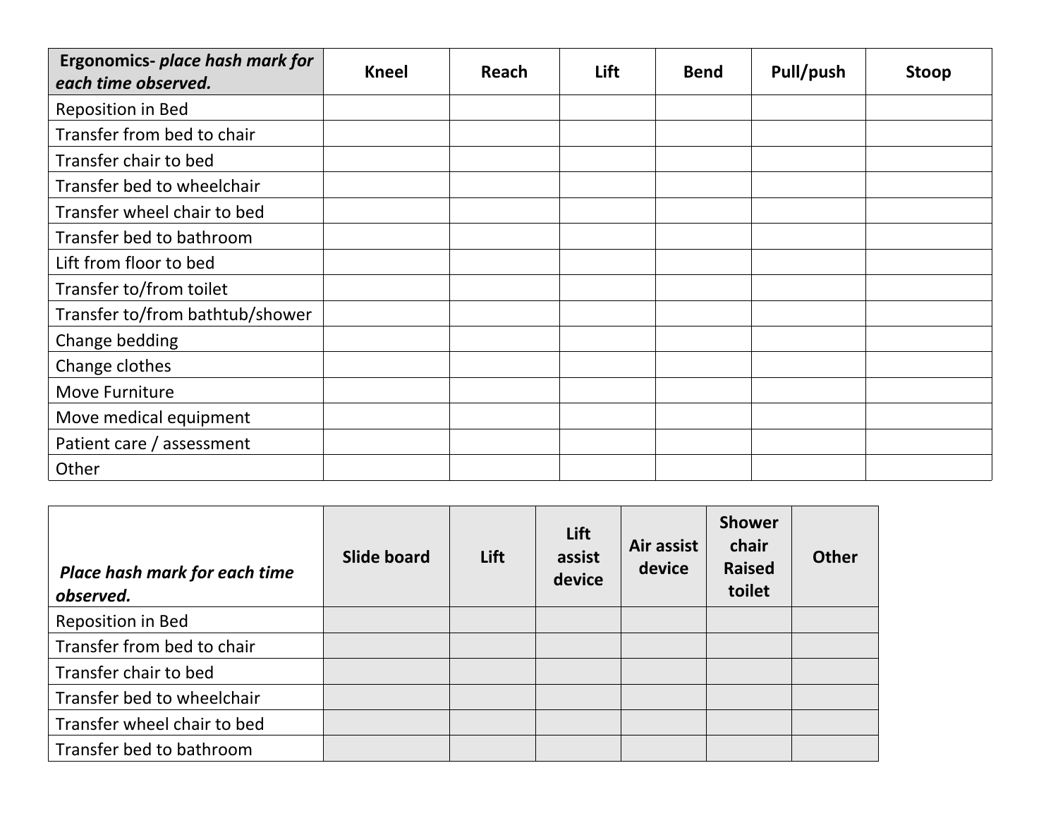| **Ergonomics-** ***place hash mark for each time observed.*** | **Kneel** | **Reach** | **Lift** | **Bend** | **Pull/push** | **Stoop** |
|---|---|---|---|---|---|---|
| Reposition in Bed | | | | | | |
| Transfer from bed to chair | | | | | | |
| Transfer chair to bed | | | | | | |
| Transfer bed to wheelchair | | | | | | |
| Transfer wheel chair to bed | | | | | | |
| Transfer bed to bathroom | | | | | | |
| Lift from floor to bed | | | | | | |
| Transfer to/from toilet | | | | | | |
| Transfer to/from bathtub/shower | | | | | | |
| Change bedding | | | | | | |
| Change clothes | | | | | | |
| Move Furniture | | | | | | |
| Move medical equipment | | | | | | |
| Patient care / assessment | | | | | | |
| Other | | | | | | |

| ***Place hash mark for each time observed.*** | **Slide board** | **Lift** | **Lift assist device** | **Air assist device** | **Shower chair Raised toilet** | **Other** |
|---|---|---|---|---|---|---|
| Reposition in Bed | | | | | | |
| Transfer from bed to chair | | | | | | |
| Transfer chair to bed | | | | | | |
| Transfer bed to wheelchair | | | | | | |
| Transfer wheel chair to bed | | | | | | |
| Transfer bed to bathroom | | | | | | |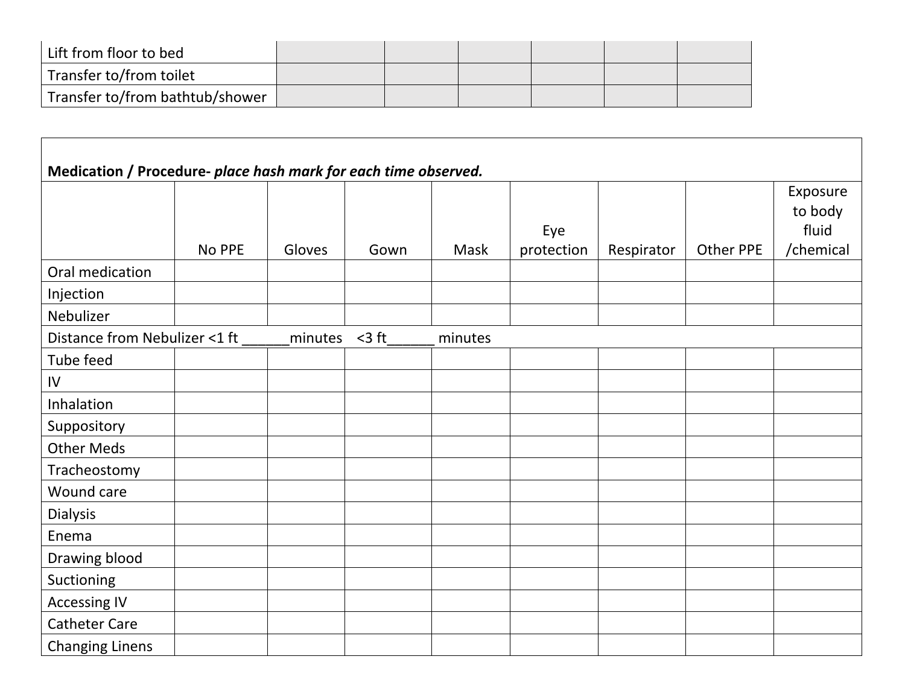| | | | | | | |
|---|---|---|---|---|---|---|
| Lift from floor to bed | | | | | | |
| Transfer to/from toilet | | | | | | |
| Transfer to/from bathtub/shower | | | | | | |

| **Medication / Procedure-** ***place hash mark for each time observed.*** | | | | | | | | |
|---|---|---|---|---|---|---|---|---|
| | No PPE | Gloves | Gown | Mask | Eye protection | Respirator | Other PPE | Exposure to body fluid /chemical |
| Oral medication | | | | | | | | |
| Injection | | | | | | | | |
| Nebulizer | | | | | | | | |
| Distance from Nebulizer <1 ft ______minutes <3 ft______ minutes | | | | | | | | |
| Tube feed | | | | | | | | |
| IV | | | | | | | | |
| Inhalation | | | | | | | | |
| Suppository | | | | | | | | |
| Other Meds | | | | | | | | |
| Tracheostomy | | | | | | | | |
| Wound care | | | | | | | | |
| Dialysis | | | | | | | | |
| Enema | | | | | | | | |
| Drawing blood | | | | | | | | |
| Suctioning | | | | | | | | |
| Accessing IV | | | | | | | | |
| Catheter Care | | | | | | | | |
| Changing Linens | | | | | | | | |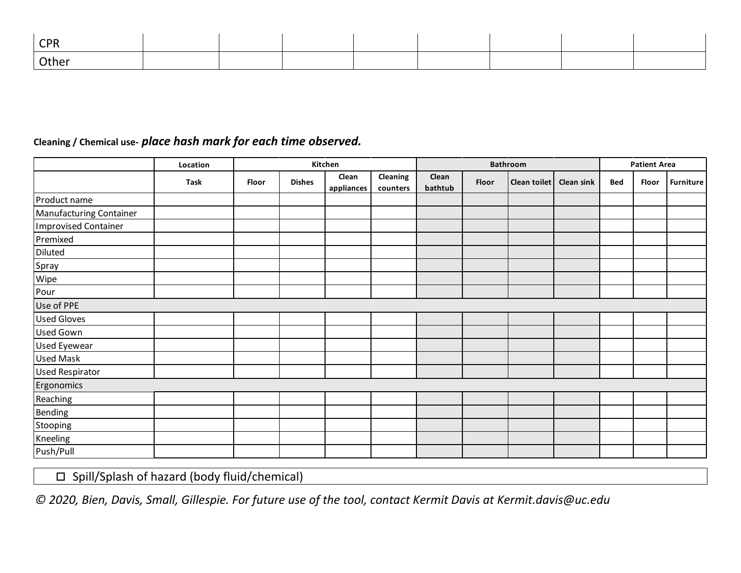| | | | | | | | | |
|---|---|---|---|---|---|---|---|---|
| CPR | | | | | | | | |
| Other | | | | | | | | |

**Cleaning / Chemical use-** ***place hash mark for each time observed.***

| | Location | Kitchen | | | | Bathroom | | | | Patient Area | | |
|---|---|---|---|---|---|---|---|---|---|---|---|---|
| | Task | Floor | Dishes | Clean appliances | Cleaning counters | Clean bathtub | Floor | Clean toilet | Clean sink | Bed | Floor | Furniture |
| Product name | | | | | | | | | | | | |
| Manufacturing Container | | | | | | | | | | | | |
| Improvised Container | | | | | | | | | | | | |
| Premixed | | | | | | | | | | | | |
| Diluted | | | | | | | | | | | | |
| Spray | | | | | | | | | | | | |
| Wipe | | | | | | | | | | | | |
| Pour | | | | | | | | | | | | |
| Use of PPE | | | | | | | | | | | | |
| Used Gloves | | | | | | | | | | | | |
| Used Gown | | | | | | | | | | | | |
| Used Eyewear | | | | | | | | | | | | |
| Used Mask | | | | | | | | | | | | |
| Used Respirator | | | | | | | | | | | | |
| Ergonomics | | | | | | | | | | | | |
| Reaching | | | | | | | | | | | | |
| Bending | | | | | | | | | | | | |
| Stooping | | | | | | | | | | | | |
| Kneeling | | | | | | | | | | | | |
| Push/Pull | | | | | | | | | | | | |

☐ Spill/Splash of hazard (body fluid/chemical)

*© 2020, Bien, Davis, Small, Gillespie. For future use of the tool, contact Kermit Davis at Kermit.davis@uc.edu*